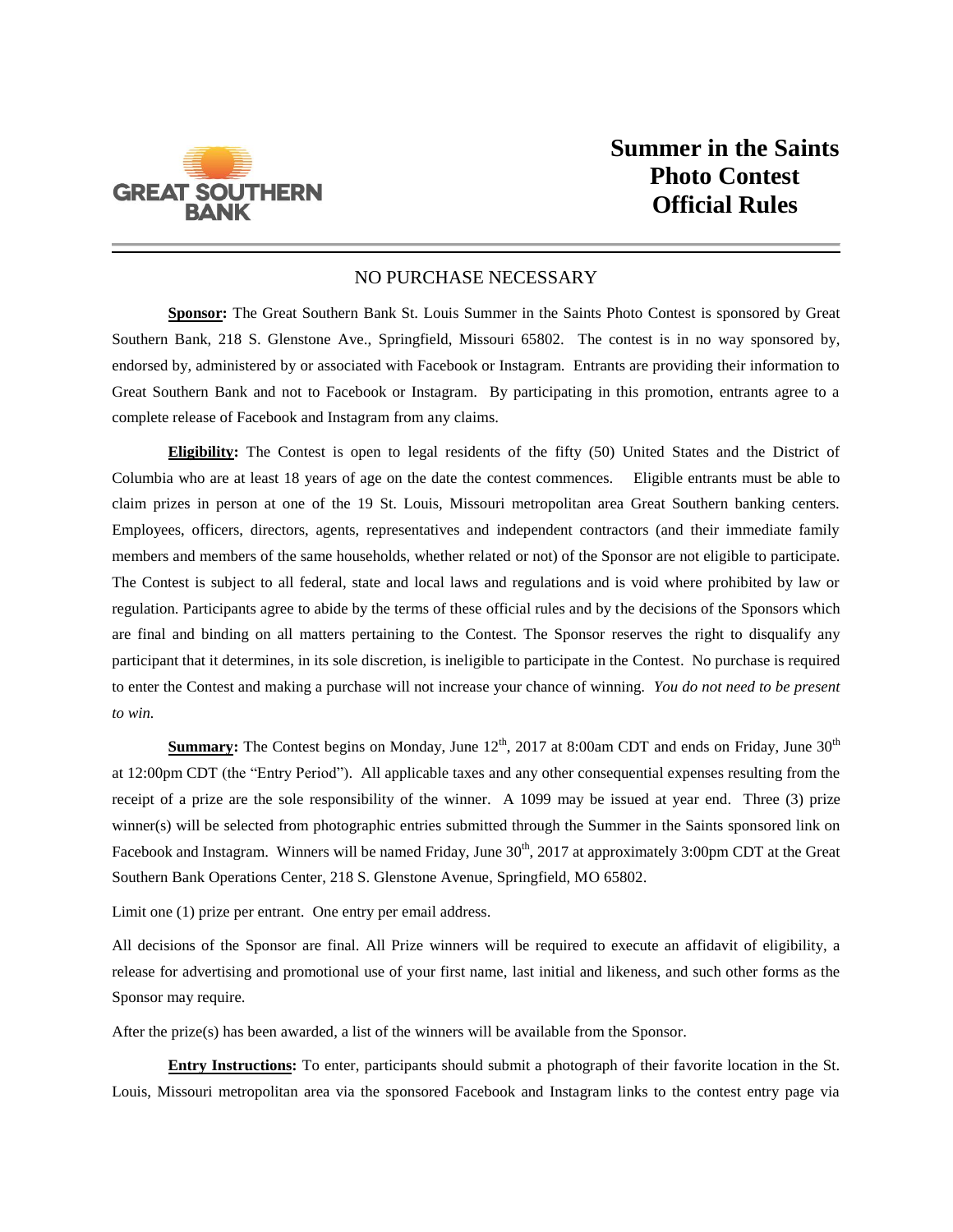GREAT SOUTHERN BANK

# Summer in the Saints Photo Contest Official Rules

---

NO PURCHASE NECESSARY

**Sponsor:** The Great Southern Bank St. Louis Summer in the Saints Photo Contest is sponsored by Great Southern Bank, 218 S. Glenstone Ave., Springfield, Missouri 65802. The contest is in no way sponsored by, endorsed by, administered by or associated with Facebook or Instagram. Entrants are providing their information to Great Southern Bank and not to Facebook or Instagram. By participating in this promotion, entrants agree to a complete release of Facebook and Instagram from any claims.

**Eligibility:** The Contest is open to legal residents of the fifty (50) United States and the District of Columbia who are at least 18 years of age on the date the contest commences. Eligible entrants must be able to claim prizes in person at one of the 19 St. Louis, Missouri metropolitan area Great Southern banking centers. Employees, officers, directors, agents, representatives and independent contractors (and their immediate family members and members of the same households, whether related or not) of the Sponsor are not eligible to participate. The Contest is subject to all federal, state and local laws and regulations and is void where prohibited by law or regulation. Participants agree to abide by the terms of these official rules and by the decisions of the Sponsors which are final and binding on all matters pertaining to the Contest. The Sponsor reserves the right to disqualify any participant that it determines, in its sole discretion, is ineligible to participate in the Contest. No purchase is required to enter the Contest and making a purchase will not increase your chance of winning. *You do not need to be present to win.*

**Summary:** The Contest begins on Monday, June 12th, 2017 at 8:00am CDT and ends on Friday, June 30th at 12:00pm CDT (the "Entry Period"). All applicable taxes and any other consequential expenses resulting from the receipt of a prize are the sole responsibility of the winner. A 1099 may be issued at year end. Three (3) prize winner(s) will be selected from photographic entries submitted through the Summer in the Saints sponsored link on Facebook and Instagram. Winners will be named Friday, June 30th, 2017 at approximately 3:00pm CDT at the Great Southern Bank Operations Center, 218 S. Glenstone Avenue, Springfield, MO 65802.

Limit one (1) prize per entrant. One entry per email address.

All decisions of the Sponsor are final. All Prize winners will be required to execute an affidavit of eligibility, a release for advertising and promotional use of your first name, last initial and likeness, and such other forms as the Sponsor may require.

After the prize(s) has been awarded, a list of the winners will be available from the Sponsor.

**Entry Instructions:** To enter, participants should submit a photograph of their favorite location in the St. Louis, Missouri metropolitan area via the sponsored Facebook and Instagram links to the contest entry page via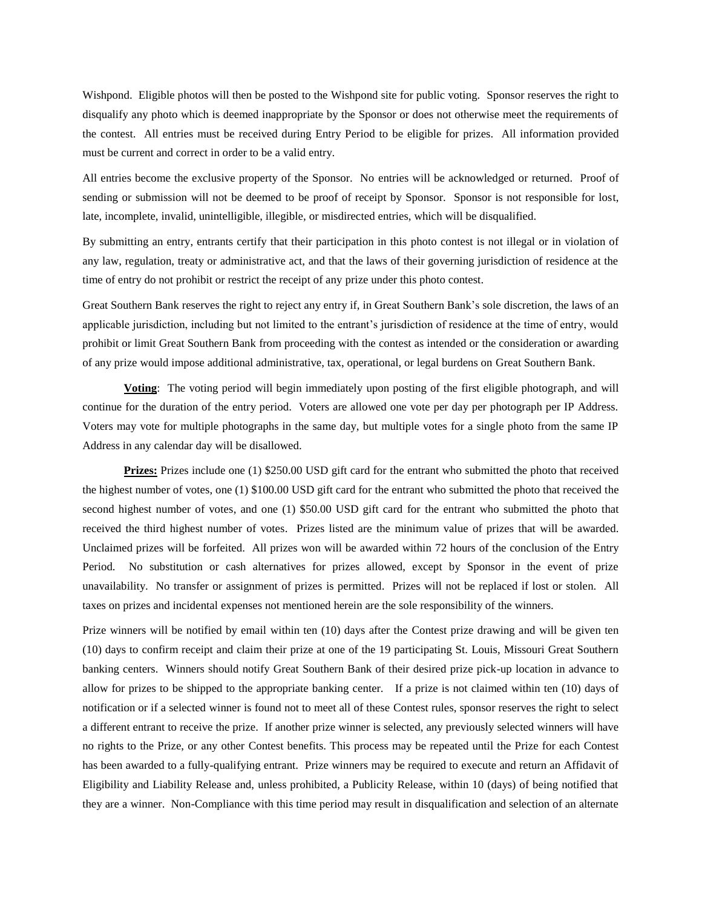Wishpond. Eligible photos will then be posted to the Wishpond site for public voting. Sponsor reserves the right to disqualify any photo which is deemed inappropriate by the Sponsor or does not otherwise meet the requirements of the contest. All entries must be received during Entry Period to be eligible for prizes. All information provided must be current and correct in order to be a valid entry.

All entries become the exclusive property of the Sponsor. No entries will be acknowledged or returned. Proof of sending or submission will not be deemed to be proof of receipt by Sponsor. Sponsor is not responsible for lost, late, incomplete, invalid, unintelligible, illegible, or misdirected entries, which will be disqualified.

By submitting an entry, entrants certify that their participation in this photo contest is not illegal or in violation of any law, regulation, treaty or administrative act, and that the laws of their governing jurisdiction of residence at the time of entry do not prohibit or restrict the receipt of any prize under this photo contest.

Great Southern Bank reserves the right to reject any entry if, in Great Southern Bank's sole discretion, the laws of an applicable jurisdiction, including but not limited to the entrant's jurisdiction of residence at the time of entry, would prohibit or limit Great Southern Bank from proceeding with the contest as intended or the consideration or awarding of any prize would impose additional administrative, tax, operational, or legal burdens on Great Southern Bank.

**Voting**: The voting period will begin immediately upon posting of the first eligible photograph, and will continue for the duration of the entry period. Voters are allowed one vote per day per photograph per IP Address. Voters may vote for multiple photographs in the same day, but multiple votes for a single photo from the same IP Address in any calendar day will be disallowed.

**Prizes:** Prizes include one (1) $250.00 USD gift card for the entrant who submitted the photo that received the highest number of votes, one (1) $100.00 USD gift card for the entrant who submitted the photo that received the second highest number of votes, and one (1) $50.00 USD gift card for the entrant who submitted the photo that received the third highest number of votes. Prizes listed are the minimum value of prizes that will be awarded. Unclaimed prizes will be forfeited. All prizes won will be awarded within 72 hours of the conclusion of the Entry Period. No substitution or cash alternatives for prizes allowed, except by Sponsor in the event of prize unavailability. No transfer or assignment of prizes is permitted. Prizes will not be replaced if lost or stolen. All taxes on prizes and incidental expenses not mentioned herein are the sole responsibility of the winners.

Prize winners will be notified by email within ten (10) days after the Contest prize drawing and will be given ten (10) days to confirm receipt and claim their prize at one of the 19 participating St. Louis, Missouri Great Southern banking centers. Winners should notify Great Southern Bank of their desired prize pick-up location in advance to allow for prizes to be shipped to the appropriate banking center. If a prize is not claimed within ten (10) days of notification or if a selected winner is found not to meet all of these Contest rules, sponsor reserves the right to select a different entrant to receive the prize. If another prize winner is selected, any previously selected winners will have no rights to the Prize, or any other Contest benefits. This process may be repeated until the Prize for each Contest has been awarded to a fully-qualifying entrant. Prize winners may be required to execute and return an Affidavit of Eligibility and Liability Release and, unless prohibited, a Publicity Release, within 10 (days) of being notified that they are a winner. Non-Compliance with this time period may result in disqualification and selection of an alternate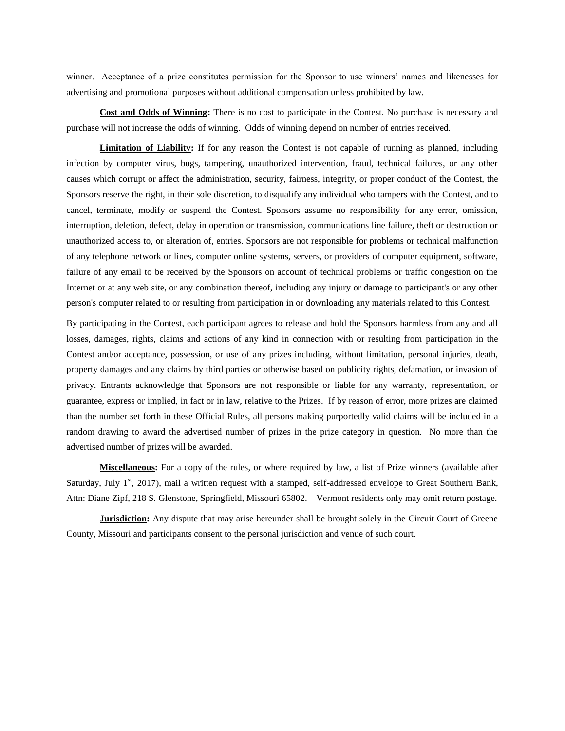winner. Acceptance of a prize constitutes permission for the Sponsor to use winners' names and likenesses for advertising and promotional purposes without additional compensation unless prohibited by law.

**Cost and Odds of Winning:** There is no cost to participate in the Contest. No purchase is necessary and purchase will not increase the odds of winning. Odds of winning depend on number of entries received.

**Limitation of Liability:** If for any reason the Contest is not capable of running as planned, including infection by computer virus, bugs, tampering, unauthorized intervention, fraud, technical failures, or any other causes which corrupt or affect the administration, security, fairness, integrity, or proper conduct of the Contest, the Sponsors reserve the right, in their sole discretion, to disqualify any individual who tampers with the Contest, and to cancel, terminate, modify or suspend the Contest. Sponsors assume no responsibility for any error, omission, interruption, deletion, defect, delay in operation or transmission, communications line failure, theft or destruction or unauthorized access to, or alteration of, entries. Sponsors are not responsible for problems or technical malfunction of any telephone network or lines, computer online systems, servers, or providers of computer equipment, software, failure of any email to be received by the Sponsors on account of technical problems or traffic congestion on the Internet or at any web site, or any combination thereof, including any injury or damage to participant's or any other person's computer related to or resulting from participation in or downloading any materials related to this Contest.

By participating in the Contest, each participant agrees to release and hold the Sponsors harmless from any and all losses, damages, rights, claims and actions of any kind in connection with or resulting from participation in the Contest and/or acceptance, possession, or use of any prizes including, without limitation, personal injuries, death, property damages and any claims by third parties or otherwise based on publicity rights, defamation, or invasion of privacy. Entrants acknowledge that Sponsors are not responsible or liable for any warranty, representation, or guarantee, express or implied, in fact or in law, relative to the Prizes. If by reason of error, more prizes are claimed than the number set forth in these Official Rules, all persons making purportedly valid claims will be included in a random drawing to award the advertised number of prizes in the prize category in question. No more than the advertised number of prizes will be awarded.

**Miscellaneous:** For a copy of the rules, or where required by law, a list of Prize winners (available after Saturday, July 1st, 2017), mail a written request with a stamped, self-addressed envelope to Great Southern Bank, Attn: Diane Zipf, 218 S. Glenstone, Springfield, Missouri 65802. Vermont residents only may omit return postage.

**Jurisdiction:** Any dispute that may arise hereunder shall be brought solely in the Circuit Court of Greene County, Missouri and participants consent to the personal jurisdiction and venue of such court.